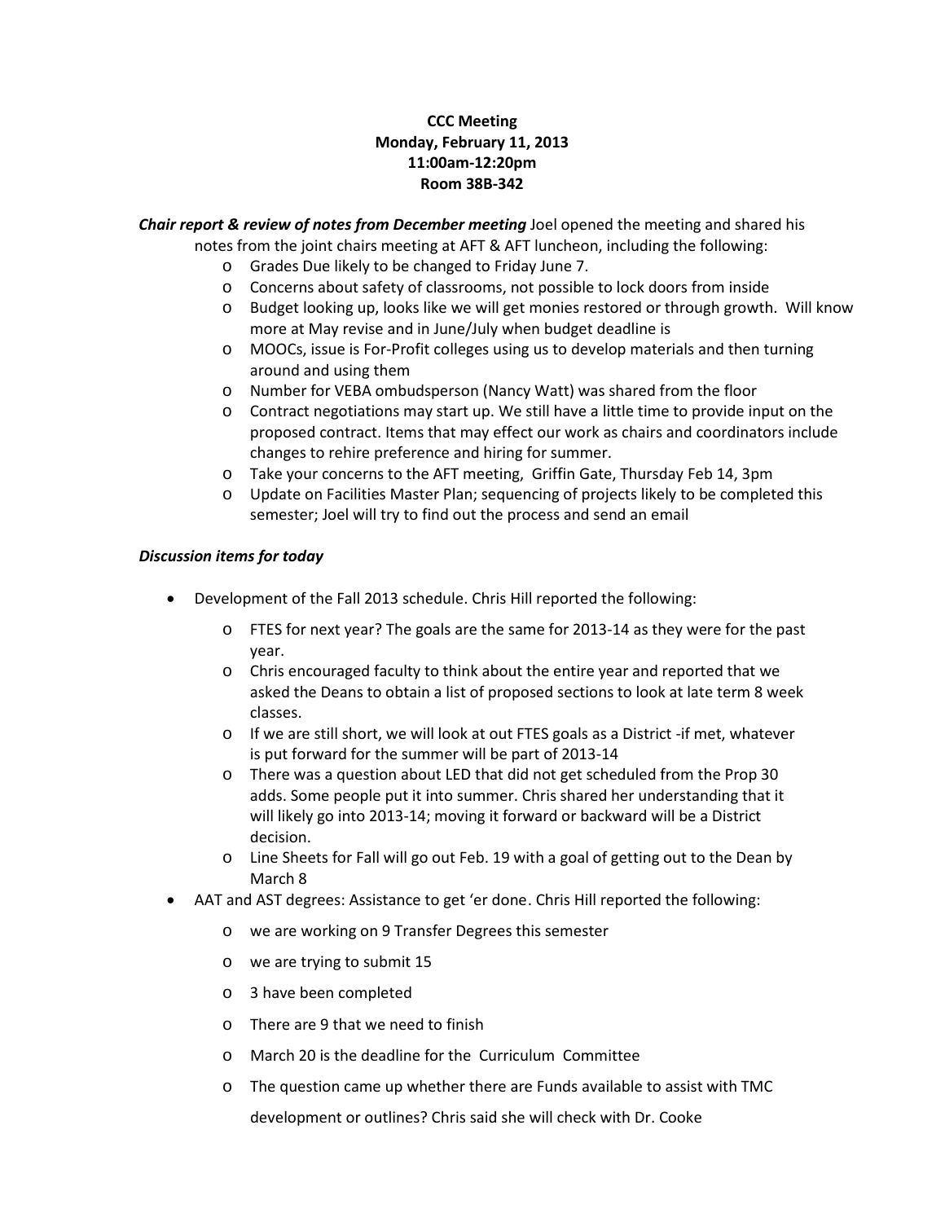**CCC Meeting**
**Monday, February 11, 2013**
**11:00am-12:20pm**
**Room 38B-342**

***Chair report & review of notes from December meeting*** Joel opened the meeting and shared his notes from the joint chairs meeting at AFT & AFT luncheon, including the following:

- Grades Due likely to be changed to Friday June 7.
- Concerns about safety of classrooms, not possible to lock doors from inside
- Budget looking up, looks like we will get monies restored or through growth. Will know more at May revise and in June/July when budget deadline is
- MOOCs, issue is For-Profit colleges using us to develop materials and then turning around and using them
- Number for VEBA ombudsperson (Nancy Watt) was shared from the floor
- Contract negotiations may start up. We still have a little time to provide input on the proposed contract. Items that may effect our work as chairs and coordinators include changes to rehire preference and hiring for summer.
- Take your concerns to the AFT meeting, Griffin Gate, Thursday Feb 14, 3pm
- Update on Facilities Master Plan; sequencing of projects likely to be completed this semester; Joel will try to find out the process and send an email

***Discussion items for today***

- Development of the Fall 2013 schedule. Chris Hill reported the following:
  - FTES for next year? The goals are the same for 2013-14 as they were for the past year.
  - Chris encouraged faculty to think about the entire year and reported that we asked the Deans to obtain a list of proposed sections to look at late term 8 week classes.
  - If we are still short, we will look at out FTES goals as a District -if met, whatever is put forward for the summer will be part of 2013-14
  - There was a question about LED that did not get scheduled from the Prop 30 adds. Some people put it into summer. Chris shared her understanding that it will likely go into 2013-14; moving it forward or backward will be a District decision.
  - Line Sheets for Fall will go out Feb. 19 with a goal of getting out to the Dean by March 8
- AAT and AST degrees: Assistance to get 'er done. Chris Hill reported the following:
  - we are working on 9 Transfer Degrees this semester
  - we are trying to submit 15
  - 3 have been completed
  - There are 9 that we need to finish
  - March 20 is the deadline for the Curriculum Committee
  - The question came up whether there are Funds available to assist with TMC development or outlines? Chris said she will check with Dr. Cooke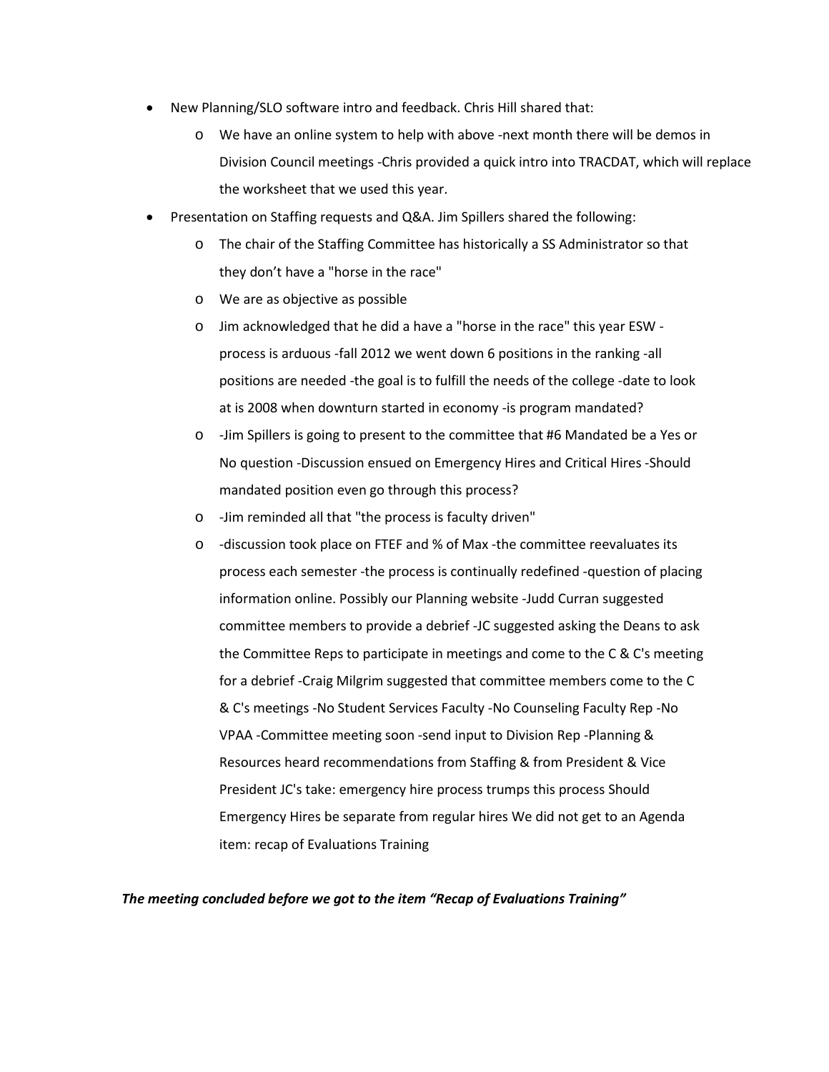- New Planning/SLO software intro and feedback. Chris Hill shared that:
    - We have an online system to help with above -next month there will be demos in Division Council meetings -Chris provided a quick intro into TRACDAT, which will replace the worksheet that we used this year.
- Presentation on Staffing requests and Q&A. Jim Spillers shared the following:
    - The chair of the Staffing Committee has historically a SS Administrator so that they don't have a "horse in the race"
    - We are as objective as possible
    - Jim acknowledged that he did a have a "horse in the race" this year ESW -process is arduous -fall 2012 we went down 6 positions in the ranking -all positions are needed -the goal is to fulfill the needs of the college -date to look at is 2008 when downturn started in economy -is program mandated?
    - -Jim Spillers is going to present to the committee that #6 Mandated be a Yes or No question -Discussion ensued on Emergency Hires and Critical Hires -Should mandated position even go through this process?
    - -Jim reminded all that "the process is faculty driven"
    - -discussion took place on FTEF and % of Max -the committee reevaluates its process each semester -the process is continually redefined -question of placing information online. Possibly our Planning website -Judd Curran suggested committee members to provide a debrief -JC suggested asking the Deans to ask the Committee Reps to participate in meetings and come to the C & C's meeting for a debrief -Craig Milgrim suggested that committee members come to the C & C's meetings -No Student Services Faculty -No Counseling Faculty Rep -No VPAA -Committee meeting soon -send input to Division Rep -Planning & Resources heard recommendations from Staffing & from President & Vice President JC's take: emergency hire process trumps this process Should Emergency Hires be separate from regular hires We did not get to an Agenda item: recap of Evaluations Training

***The meeting concluded before we got to the item "Recap of Evaluations Training"***